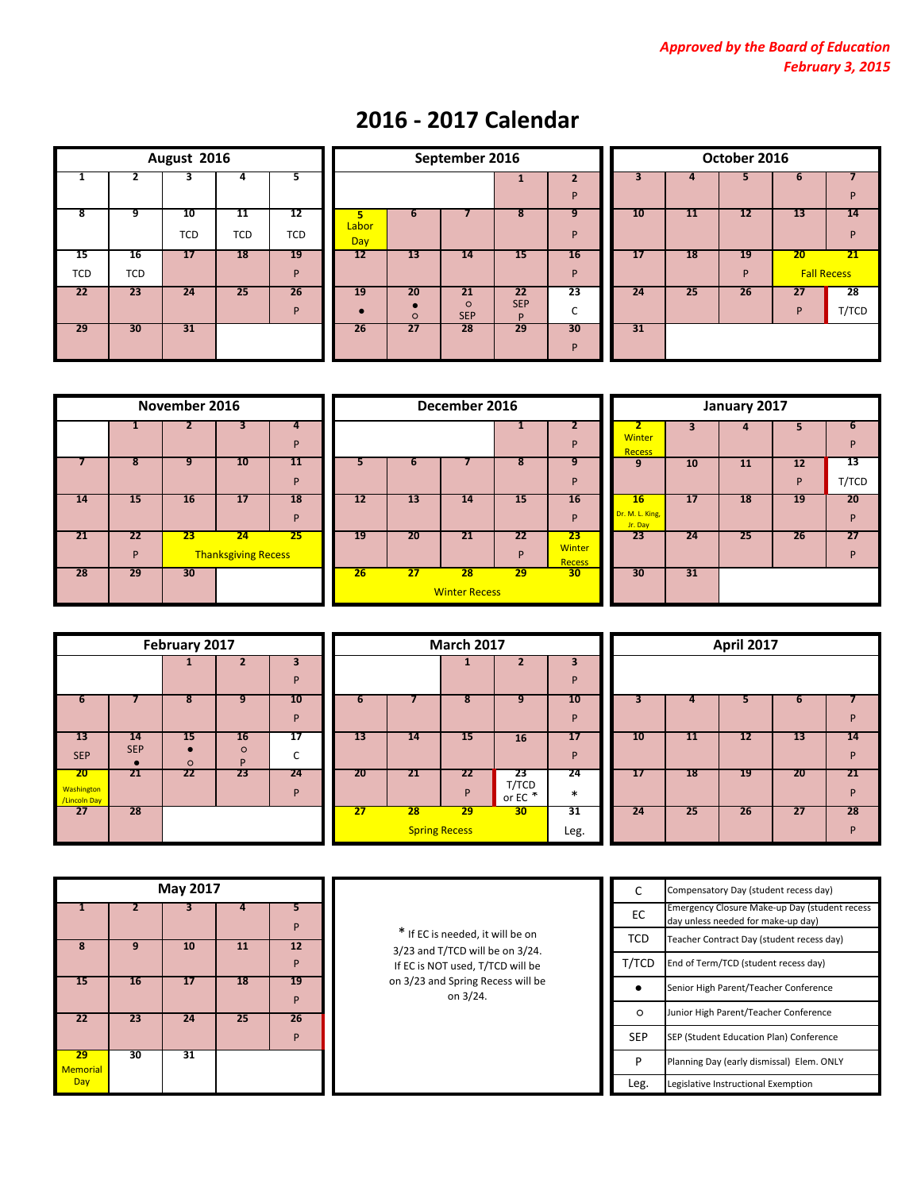*Approved by the Board of Education*
*February 3, 2015*

# 2016 - 2017 Calendar

## August 2016

| | | | | |
|---|---|---|---|---|
| 1 | 2 | 3 | 4 | 5 |
| 8 | 9 | 10 TCD | 11 TCD | 12 TCD |
| 15 TCD | 16 TCD | 17 | 18 | 19 P |
| 22 | 23 | 24 | 25 | 26 P |
| 29 | 30 | 31 | | |

## September 2016

| | | | | |
|---|---|---|---|---|
| | | | 1 | 2 P |
| 5 Labor Day | 6 | 7 | 8 | 9 P |
| 12 | 13 | 14 | 15 | 16 P |
| 19 ● | 20 ● ○ | 21 ○ SEP | 22 SEP P | 23 C |
| 26 | 27 | 28 | 29 | 30 P |

## October 2016

| | | | | |
|---|---|---|---|---|
| 3 | 4 | 5 | 6 | 7 P |
| 10 | 11 | 12 | 13 | 14 P |
| 17 | 18 | 19 P | 20 Fall Recess | 21 Fall Recess |
| 24 | 25 | 26 | 27 P | 28 T/TCD |
| 31 | | | | |

## November 2016

| | | | | |
|---|---|---|---|---|
| | 1 | 2 | 3 | 4 P |
| 7 | 8 | 9 | 10 | 11 P |
| 14 | 15 | 16 | 17 | 18 P |
| 21 | 22 P | 23 Thanksgiving Recess | 24 Thanksgiving Recess | 25 Thanksgiving Recess |
| 28 | 29 | 30 | | |

## December 2016

| | | | | |
|---|---|---|---|---|
| | | | 1 | 2 P |
| 5 | 6 | 7 | 8 | 9 P |
| 12 | 13 | 14 | 15 | 16 P |
| 19 | 20 | 21 | 22 P | 23 Winter Recess |
| 26 Winter Recess | 27 Winter Recess | 28 Winter Recess | 29 Winter Recess | 30 Winter Recess |

## January 2017

| | | | | |
|---|---|---|---|---|
| 2 Winter Recess | 3 | 4 | 5 | 6 P |
| 9 | 10 | 11 | 12 P | 13 T/TCD |
| 16 Dr. M. L. King, Jr. Day | 17 | 18 | 19 | 20 P |
| 23 | 24 | 25 | 26 | 27 P |
| 30 | 31 | | | |

## February 2017

| | | | | |
|---|---|---|---|---|
| | | 1 | 2 | 3 P |
| 6 | 7 | 8 | 9 | 10 P |
| 13 SEP | 14 SEP ● | 15 ● ○ | 16 ○ P | 17 C |
| 20 Washington /Lincoln Day | 21 | 22 | 23 | 24 P |
| 27 | 28 | | | |

## March 2017

| | | | | |
|---|---|---|---|---|
| | | 1 | 2 | 3 P |
| 6 | 7 | 8 | 9 | 10 P |
| 13 | 14 | 15 | 16 | 17 P |
| 20 | 21 | 22 P | 23 T/TCD or EC * | 24 * |
| 27 Spring Recess | 28 Spring Recess | 29 Spring Recess | 30 Spring Recess | 31 Leg. |

## April 2017

| | | | | |
|---|---|---|---|---|
| | | | | |
| 3 | 4 | 5 | 6 | 7 P |
| 10 | 11 | 12 | 13 | 14 P |
| 17 | 18 | 19 | 20 | 21 P |
| 24 | 25 | 26 | 27 | 28 P |

## May 2017

| | | | | |
|---|---|---|---|---|
| 1 | 2 | 3 | 4 | 5 P |
| 8 | 9 | 10 | 11 | 12 P |
| 15 | 16 | 17 | 18 | 19 P |
| 22 | 23 | 24 | 25 | 26 P |
| 29 Memorial Day | 30 | 31 | | |

\* If EC is needed, it will be on 3/23 and T/TCD will be on 3/24. If EC is NOT used, T/TCD will be on 3/23 and Spring Recess will be on 3/24.

| Code | Meaning |
|---|---|
| C | Compensatory Day (student recess day) |
| EC | Emergency Closure Make-up Day (student recess day unless needed for make-up day) |
| TCD | Teacher Contract Day (student recess day) |
| T/TCD | End of Term/TCD (student recess day) |
| ● | Senior High Parent/Teacher Conference |
| ○ | Junior High Parent/Teacher Conference |
| SEP | SEP (Student Education Plan) Conference |
| P | Planning Day (early dismissal) Elem. ONLY |
| Leg. | Legislative Instructional Exemption |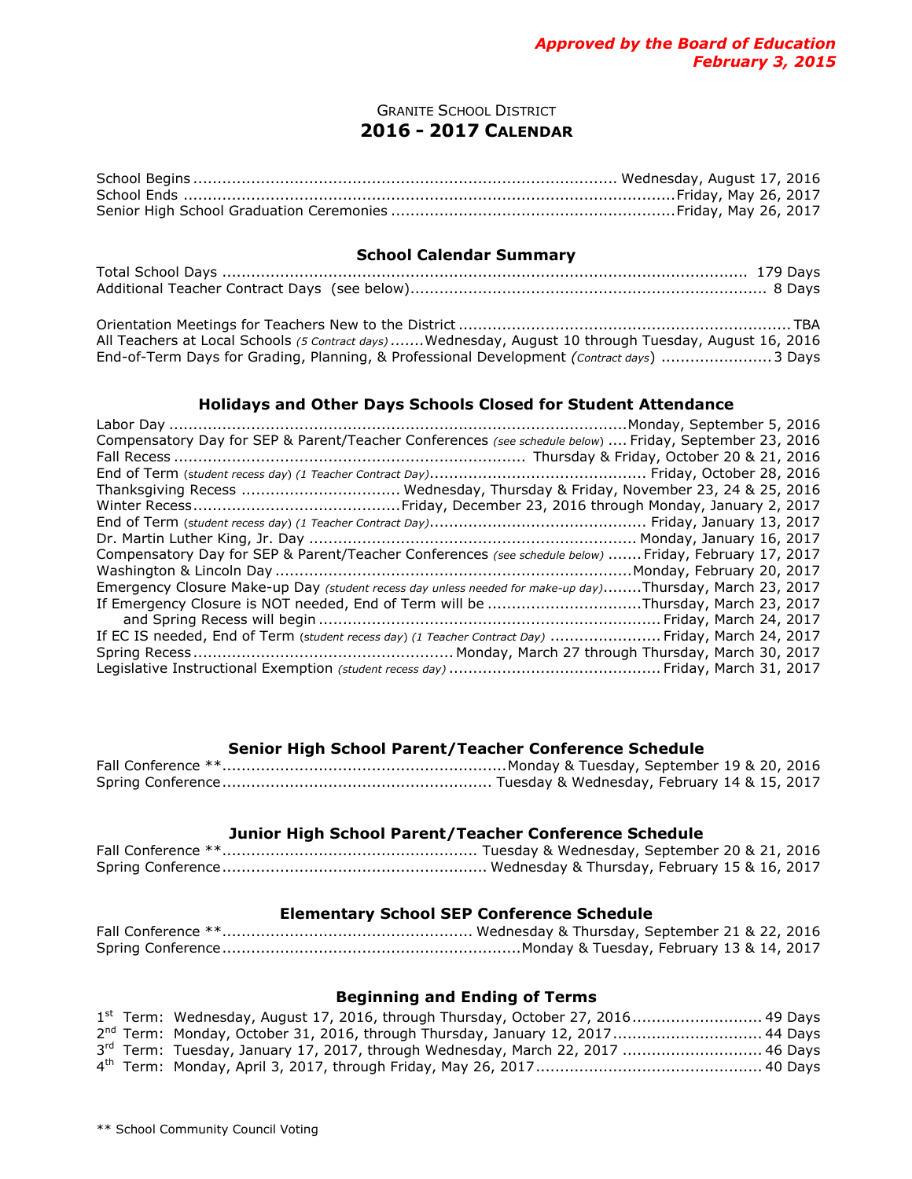*Approved by the Board of Education*
*February 3, 2015*

# GRANITE SCHOOL DISTRICT
# 2016 - 2017 CALENDAR

School Begins ....................................................................................... Wednesday, August 17, 2016
School Ends ...................................................................................................Friday, May 26, 2017
Senior High School Graduation Ceremonies ..........................................................Friday, May 26, 2017

## School Calendar Summary

Total School Days ........................................................................................................... 179 Days
Additional Teacher Contract Days (see below)......................................................................... 8 Days

Orientation Meetings for Teachers New to the District .....................................................................TBA
All Teachers at Local Schools *(5 Contract days)* .......Wednesday, August 10 through Tuesday, August 16, 2016
End-of-Term Days for Grading, Planning, & Professional Development *(Contract days)* .......................3 Days

## Holidays and Other Days Schools Closed for Student Attendance

Labor Day ..............................................................................................Monday, September 5, 2016
Compensatory Day for SEP & Parent/Teacher Conferences *(see schedule below)* .... Friday, September 23, 2016
Fall Recess ......................................................................... Thursday & Friday, October 20 & 21, 2016
End of Term *(student recess day) (1 Teacher Contract Day)*............................................ Friday, October 28, 2016
Thanksgiving Recess ................................ Wednesday, Thursday & Friday, November 23, 24 & 25, 2016
Winter Recess..........................................Friday, December 23, 2016 through Monday, January 2, 2017
End of Term *(student recess day) (1 Teacher Contract Day)*............................................ Friday, January 13, 2017
Dr. Martin Luther King, Jr. Day ................................................................... Monday, January 16, 2017
Compensatory Day for SEP & Parent/Teacher Conferences *(see schedule below)* ....... Friday, February 17, 2017
Washington & Lincoln Day .........................................................................Monday, February 20, 2017
Emergency Closure Make-up Day *(student recess day unless needed for make-up day)*........Thursday, March 23, 2017
If Emergency Closure is NOT needed, End of Term will be ................................Thursday, March 23, 2017
and Spring Recess will begin ....................................................................... Friday, March 24, 2017
If EC IS needed, End of Term *(student recess day) (1 Teacher Contract Day)* ....................... Friday, March 24, 2017
Spring Recess...................................................... Monday, March 27 through Thursday, March 30, 2017
Legislative Instructional Exemption *(student recess day)* ............................................ Friday, March 31, 2017

## Senior High School Parent/Teacher Conference Schedule

Fall Conference **..........................................................Monday & Tuesday, September 19 & 20, 2016
Spring Conference....................................................... Tuesday & Wednesday, February 14 & 15, 2017

## Junior High School Parent/Teacher Conference Schedule

Fall Conference **.................................................... Tuesday & Wednesday, September 20 & 21, 2016
Spring Conference...................................................... Wednesday & Thursday, February 15 & 16, 2017

## Elementary School SEP Conference Schedule

Fall Conference **................................................... Wednesday & Thursday, September 21 & 22, 2016
Spring Conference.............................................................Monday & Tuesday, February 13 & 14, 2017

## Beginning and Ending of Terms

1st Term: Wednesday, August 17, 2016, through Thursday, October 27, 2016........................... 49 Days
2nd Term: Monday, October 31, 2016, through Thursday, January 12, 2017............................... 44 Days
3rd Term: Tuesday, January 17, 2017, through Wednesday, March 22, 2017 ............................ 46 Days
4th Term: Monday, April 3, 2017, through Friday, May 26, 2017.............................................. 40 Days

** School Community Council Voting